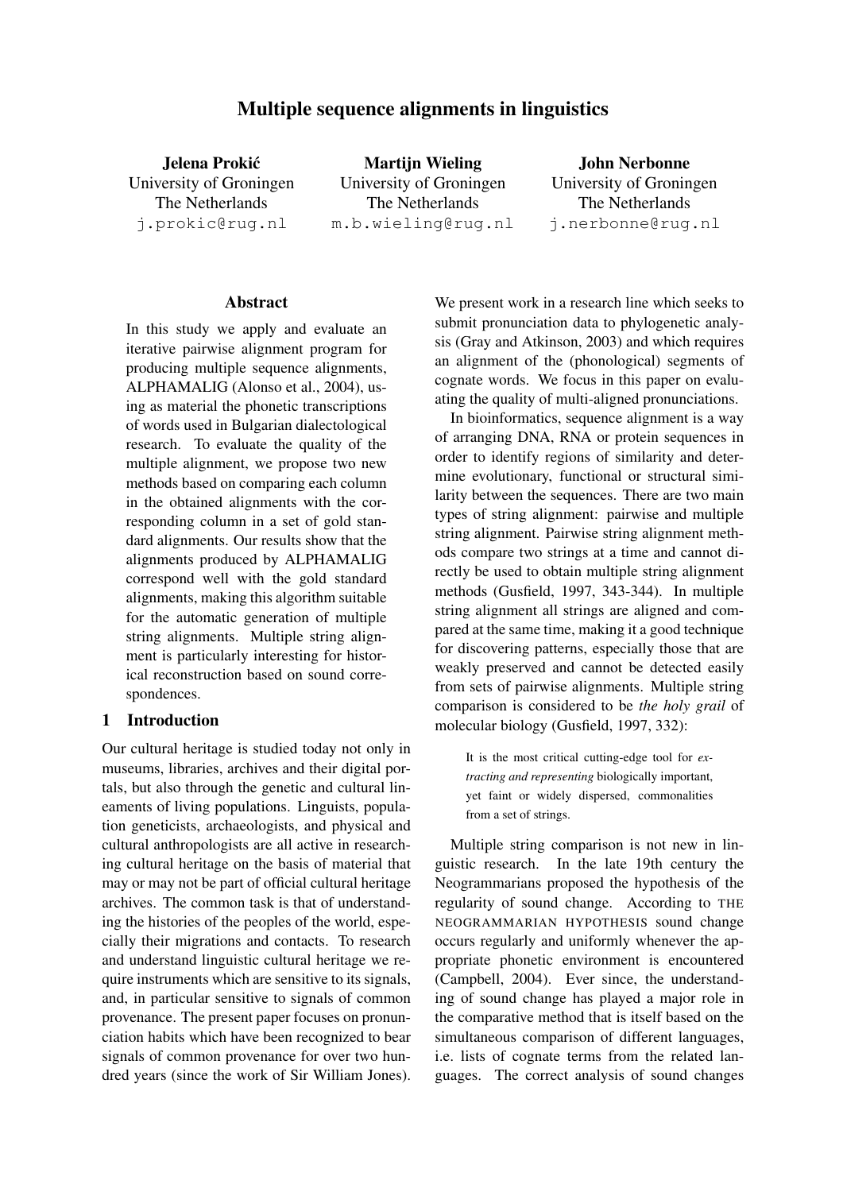# Multiple sequence alignments in linguistics

**Jelena Prokić**
University of Groningen
The Netherlands
j.prokic@rug.nl

**Martijn Wieling**
University of Groningen
The Netherlands
m.b.wieling@rug.nl

**John Nerbonne**
University of Groningen
The Netherlands
j.nerbonne@rug.nl

## Abstract

In this study we apply and evaluate an iterative pairwise alignment program for producing multiple sequence alignments, ALPHAMALIG (Alonso et al., 2004), using as material the phonetic transcriptions of words used in Bulgarian dialectological research. To evaluate the quality of the multiple alignment, we propose two new methods based on comparing each column in the obtained alignments with the corresponding column in a set of gold standard alignments. Our results show that the alignments produced by ALPHAMALIG correspond well with the gold standard alignments, making this algorithm suitable for the automatic generation of multiple string alignments. Multiple string alignment is particularly interesting for historical reconstruction based on sound correspondences.

## 1 Introduction

Our cultural heritage is studied today not only in museums, libraries, archives and their digital portals, but also through the genetic and cultural lineaments of living populations. Linguists, population geneticists, archaeologists, and physical and cultural anthropologists are all active in researching cultural heritage on the basis of material that may or may not be part of official cultural heritage archives. The common task is that of understanding the histories of the peoples of the world, especially their migrations and contacts. To research and understand linguistic cultural heritage we require instruments which are sensitive to its signals, and, in particular sensitive to signals of common provenance. The present paper focuses on pronunciation habits which have been recognized to bear signals of common provenance for over two hundred years (since the work of Sir William Jones).

We present work in a research line which seeks to submit pronunciation data to phylogenetic analysis (Gray and Atkinson, 2003) and which requires an alignment of the (phonological) segments of cognate words. We focus in this paper on evaluating the quality of multi-aligned pronunciations.

In bioinformatics, sequence alignment is a way of arranging DNA, RNA or protein sequences in order to identify regions of similarity and determine evolutionary, functional or structural similarity between the sequences. There are two main types of string alignment: pairwise and multiple string alignment. Pairwise string alignment methods compare two strings at a time and cannot directly be used to obtain multiple string alignment methods (Gusfield, 1997, 343-344). In multiple string alignment all strings are aligned and compared at the same time, making it a good technique for discovering patterns, especially those that are weakly preserved and cannot be detected easily from sets of pairwise alignments. Multiple string comparison is considered to be *the holy grail* of molecular biology (Gusfield, 1997, 332):

> It is the most critical cutting-edge tool for *extracting and representing* biologically important, yet faint or widely dispersed, commonalities from a set of strings.

Multiple string comparison is not new in linguistic research. In the late 19th century the Neogrammarians proposed the hypothesis of the regularity of sound change. According to THE NEOGRAMMARIAN HYPOTHESIS sound change occurs regularly and uniformly whenever the appropriate phonetic environment is encountered (Campbell, 2004). Ever since, the understanding of sound change has played a major role in the comparative method that is itself based on the simultaneous comparison of different languages, i.e. lists of cognate terms from the related languages. The correct analysis of sound changes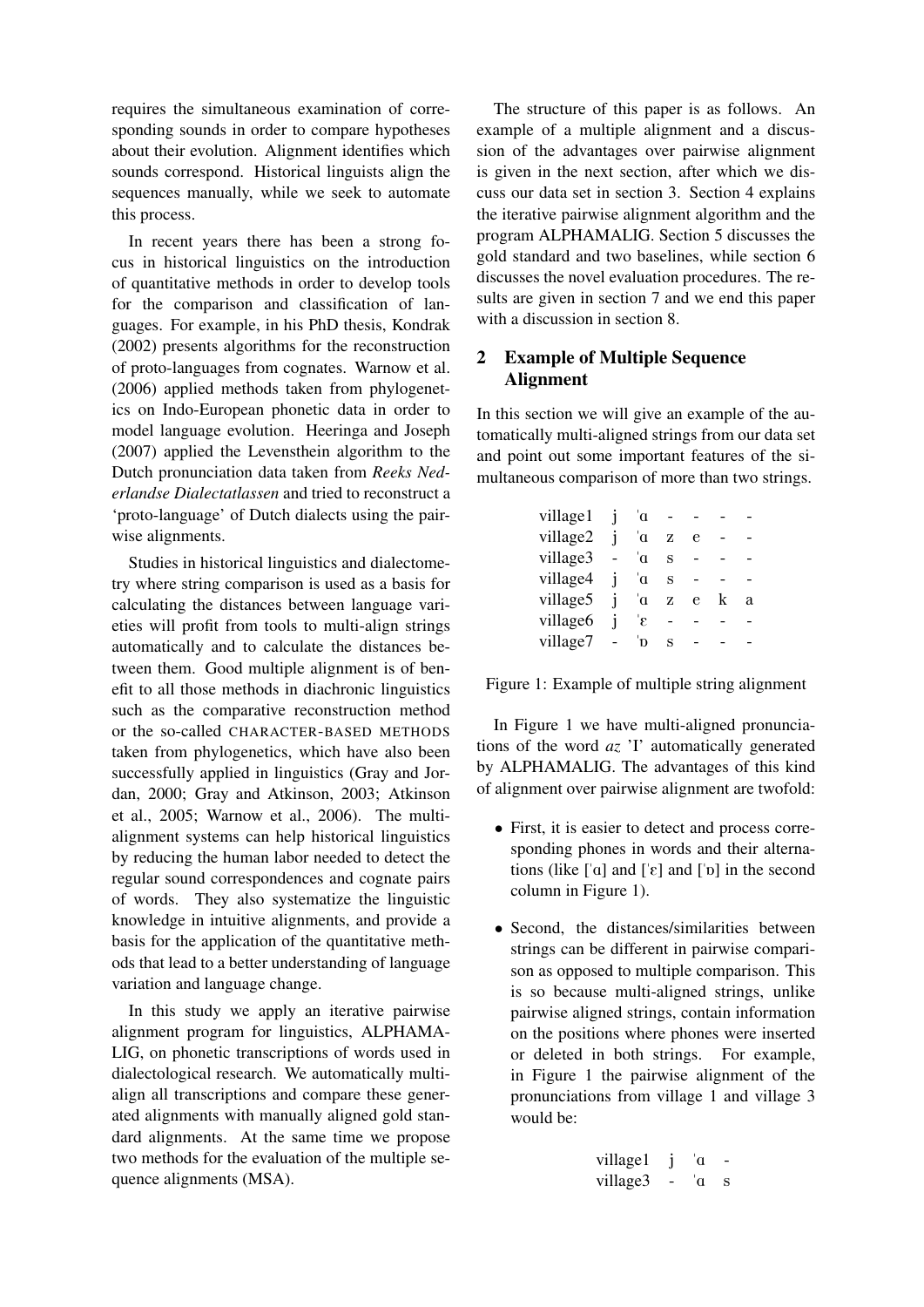requires the simultaneous examination of corresponding sounds in order to compare hypotheses about their evolution. Alignment identifies which sounds correspond. Historical linguists align the sequences manually, while we seek to automate this process.

In recent years there has been a strong focus in historical linguistics on the introduction of quantitative methods in order to develop tools for the comparison and classification of languages. For example, in his PhD thesis, Kondrak (2002) presents algorithms for the reconstruction of proto-languages from cognates. Warnow et al. (2006) applied methods taken from phylogenetics on Indo-European phonetic data in order to model language evolution. Heeringa and Joseph (2007) applied the Levensthein algorithm to the Dutch pronunciation data taken from *Reeks Nederlandse Dialectatlassen* and tried to reconstruct a 'proto-language' of Dutch dialects using the pairwise alignments.

Studies in historical linguistics and dialectometry where string comparison is used as a basis for calculating the distances between language varieties will profit from tools to multi-align strings automatically and to calculate the distances between them. Good multiple alignment is of benefit to all those methods in diachronic linguistics such as the comparative reconstruction method or the so-called CHARACTER-BASED METHODS taken from phylogenetics, which have also been successfully applied in linguistics (Gray and Jordan, 2000; Gray and Atkinson, 2003; Atkinson et al., 2005; Warnow et al., 2006). The multi-alignment systems can help historical linguistics by reducing the human labor needed to detect the regular sound correspondences and cognate pairs of words. They also systematize the linguistic knowledge in intuitive alignments, and provide a basis for the application of the quantitative methods that lead to a better understanding of language variation and language change.

In this study we apply an iterative pairwise alignment program for linguistics, ALPHAMALIG, on phonetic transcriptions of words used in dialectological research. We automatically multi-align all transcriptions and compare these generated alignments with manually aligned gold standard alignments. At the same time we propose two methods for the evaluation of the multiple sequence alignments (MSA).

The structure of this paper is as follows. An example of a multiple alignment and a discussion of the advantages over pairwise alignment is given in the next section, after which we discuss our data set in section 3. Section 4 explains the iterative pairwise alignment algorithm and the program ALPHAMALIG. Section 5 discusses the gold standard and two baselines, while section 6 discusses the novel evaluation procedures. The results are given in section 7 and we end this paper with a discussion in section 8.

## 2 Example of Multiple Sequence Alignment

In this section we will give an example of the automatically multi-aligned strings from our data set and point out some important features of the simultaneous comparison of more than two strings.

| | | | | | | |
|---|---|---|---|---|---|---|
| village1 | j | ˈɑ | - | - | - | - |
| village2 | j | ˈɑ | z | e | - | - |
| village3 | - | ˈɑ | s | - | - | - |
| village4 | j | ˈɑ | s | - | - | - |
| village5 | j | ˈɑ | z | e | k | a |
| village6 | j | ˈɛ | - | - | - | - |
| village7 | - | ˈɒ | s | - | - | - |

Figure 1: Example of multiple string alignment

In Figure 1 we have multi-aligned pronunciations of the word *az* 'I' automatically generated by ALPHAMALIG. The advantages of this kind of alignment over pairwise alignment are twofold:

- First, it is easier to detect and process corresponding phones in words and their alternations (like [ˈɑ] and [ˈɛ] and [ˈɒ] in the second column in Figure 1).
- Second, the distances/similarities between strings can be different in pairwise comparison as opposed to multiple comparison. This is so because multi-aligned strings, unlike pairwise aligned strings, contain information on the positions where phones were inserted or deleted in both strings. For example, in Figure 1 the pairwise alignment of the pronunciations from village 1 and village 3 would be:

| | | | |
|---|---|---|---|
| village1 | j | ˈɑ | - |
| village3 | - | ˈɑ | s |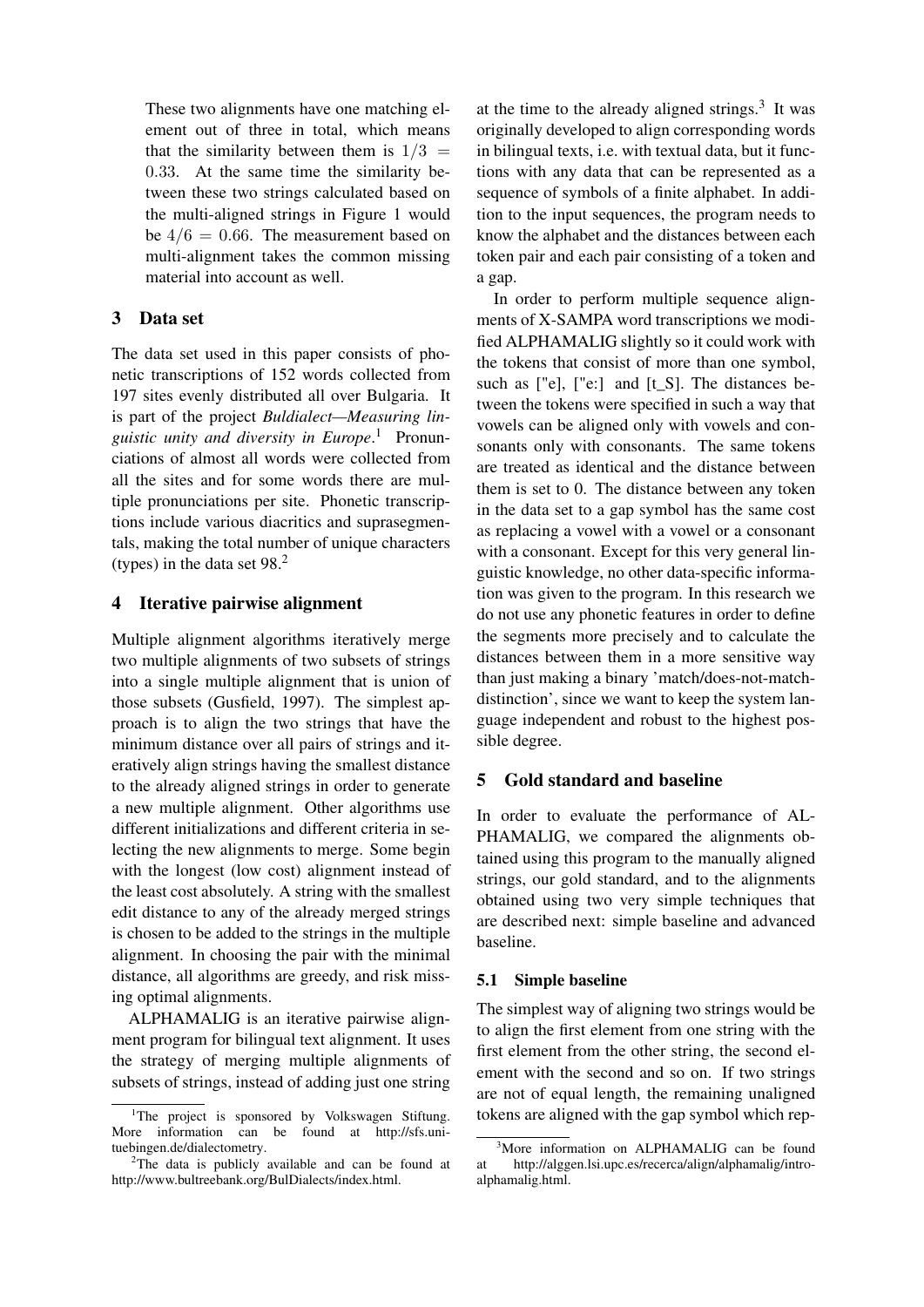These two alignments have one matching element out of three in total, which means that the similarity between them is $1/3 = 0.33$. At the same time the similarity between these two strings calculated based on the multi-aligned strings in Figure 1 would be $4/6 = 0.66$. The measurement based on multi-alignment takes the common missing material into account as well.

## 3 Data set

The data set used in this paper consists of phonetic transcriptions of 152 words collected from 197 sites evenly distributed all over Bulgaria. It is part of the project *Buldialect—Measuring linguistic unity and diversity in Europe*.[1] Pronunciations of almost all words were collected from all the sites and for some words there are multiple pronunciations per site. Phonetic transcriptions include various diacritics and suprasegmentals, making the total number of unique characters (types) in the data set 98.[2]

## 4 Iterative pairwise alignment

Multiple alignment algorithms iteratively merge two multiple alignments of two subsets of strings into a single multiple alignment that is union of those subsets (Gusfield, 1997). The simplest approach is to align the two strings that have the minimum distance over all pairs of strings and iteratively align strings having the smallest distance to the already aligned strings in order to generate a new multiple alignment. Other algorithms use different initializations and different criteria in selecting the new alignments to merge. Some begin with the longest (low cost) alignment instead of the least cost absolutely. A string with the smallest edit distance to any of the already merged strings is chosen to be added to the strings in the multiple alignment. In choosing the pair with the minimal distance, all algorithms are greedy, and risk missing optimal alignments.

ALPHAMALIG is an iterative pairwise alignment program for bilingual text alignment. It uses the strategy of merging multiple alignments of subsets of strings, instead of adding just one string at the time to the already aligned strings.[3] It was originally developed to align corresponding words in bilingual texts, i.e. with textual data, but it functions with any data that can be represented as a sequence of symbols of a finite alphabet. In addition to the input sequences, the program needs to know the alphabet and the distances between each token pair and each pair consisting of a token and a gap.

In order to perform multiple sequence alignments of X-SAMPA word transcriptions we modified ALPHAMALIG slightly so it could work with the tokens that consist of more than one symbol, such as ["e], ["e:] and [t_S]. The distances between the tokens were specified in such a way that vowels can be aligned only with vowels and consonants only with consonants. The same tokens are treated as identical and the distance between them is set to 0. The distance between any token in the data set to a gap symbol has the same cost as replacing a vowel with a vowel or a consonant with a consonant. Except for this very general linguistic knowledge, no other data-specific information was given to the program. In this research we do not use any phonetic features in order to define the segments more precisely and to calculate the distances between them in a more sensitive way than just making a binary 'match/does-not-match-distinction', since we want to keep the system language independent and robust to the highest possible degree.

## 5 Gold standard and baseline

In order to evaluate the performance of ALPHAMALIG, we compared the alignments obtained using this program to the manually aligned strings, our gold standard, and to the alignments obtained using two very simple techniques that are described next: simple baseline and advanced baseline.

### 5.1 Simple baseline

The simplest way of aligning two strings would be to align the first element from one string with the first element from the other string, the second element with the second and so on. If two strings are not of equal length, the remaining unaligned tokens are aligned with the gap symbol which rep-

[1] The project is sponsored by Volkswagen Stiftung. More information can be found at http://sfs.uni-tuebingen.de/dialectometry.

[2] The data is publicly available and can be found at http://www.bultreebank.org/BulDialects/index.html.

[3] More information on ALPHAMALIG can be found at http://alggen.lsi.upc.es/recerca/align/alphamalig/intro-alphamalig.html.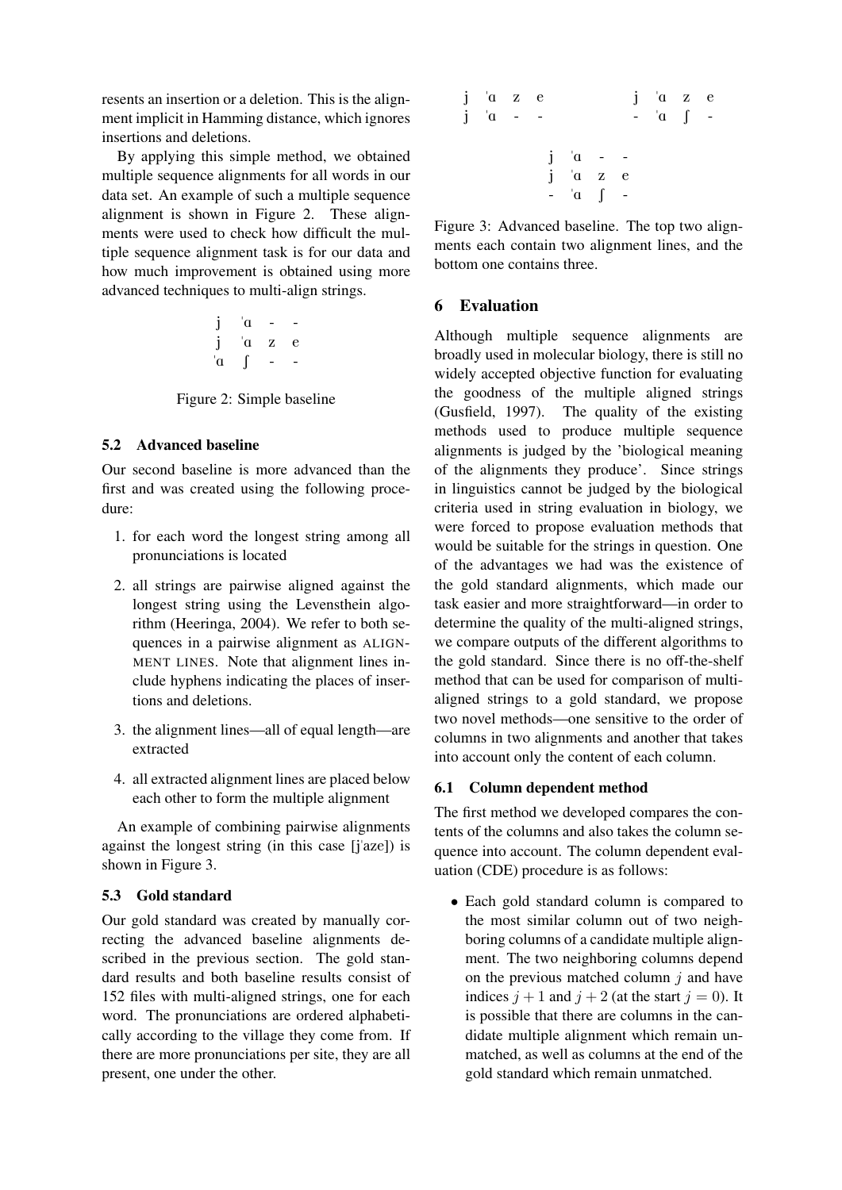resents an insertion or a deletion. This is the alignment implicit in Hamming distance, which ignores insertions and deletions.

By applying this simple method, we obtained multiple sequence alignments for all words in our data set. An example of such a multiple sequence alignment is shown in Figure 2. These alignments were used to check how difficult the multiple sequence alignment task is for our data and how much improvement is obtained using more advanced techniques to multi-align strings.

```
j   ˈɑ  -  -
j   ˈɑ  z  e
ˈɑ  ʃ   -  -
```

Figure 2: Simple baseline

### 5.2 Advanced baseline

Our second baseline is more advanced than the first and was created using the following procedure:

1. for each word the longest string among all pronunciations is located
2. all strings are pairwise aligned against the longest string using the Levensthein algorithm (Heeringa, 2004). We refer to both sequences in a pairwise alignment as ALIGNMENT LINES. Note that alignment lines include hyphens indicating the places of insertions and deletions.
3. the alignment lines—all of equal length—are extracted
4. all extracted alignment lines are placed below each other to form the multiple alignment

An example of combining pairwise alignments against the longest string (in this case [jˈaze]) is shown in Figure 3.

### 5.3 Gold standard

Our gold standard was created by manually correcting the advanced baseline alignments described in the previous section. The gold standard results and both baseline results consist of 152 files with multi-aligned strings, one for each word. The pronunciations are ordered alphabetically according to the village they come from. If there are more pronunciations per site, they are all present, one under the other.

```
j  ˈɑ  z  e        j  ˈɑ  z  e
j  ˈɑ  -  -        -  ˈɑ  ʃ  -

         j  ˈɑ  -  -
         j  ˈɑ  z  e
         -  ˈɑ  ʃ  -
```

Figure 3: Advanced baseline. The top two alignments each contain two alignment lines, and the bottom one contains three.

## 6 Evaluation

Although multiple sequence alignments are broadly used in molecular biology, there is still no widely accepted objective function for evaluating the goodness of the multiple aligned strings (Gusfield, 1997). The quality of the existing methods used to produce multiple sequence alignments is judged by the 'biological meaning of the alignments they produce'. Since strings in linguistics cannot be judged by the biological criteria used in string evaluation in biology, we were forced to propose evaluation methods that would be suitable for the strings in question. One of the advantages we had was the existence of the gold standard alignments, which made our task easier and more straightforward—in order to determine the quality of the multi-aligned strings, we compare outputs of the different algorithms to the gold standard. Since there is no off-the-shelf method that can be used for comparison of multi-aligned strings to a gold standard, we propose two novel methods—one sensitive to the order of columns in two alignments and another that takes into account only the content of each column.

### 6.1 Column dependent method

The first method we developed compares the contents of the columns and also takes the column sequence into account. The column dependent evaluation (CDE) procedure is as follows:

- Each gold standard column is compared to the most similar column out of two neighboring columns of a candidate multiple alignment. The two neighboring columns depend on the previous matched column $j$ and have indices $j+1$ and $j+2$ (at the start $j=0$). It is possible that there are columns in the candidate multiple alignment which remain unmatched, as well as columns at the end of the gold standard which remain unmatched.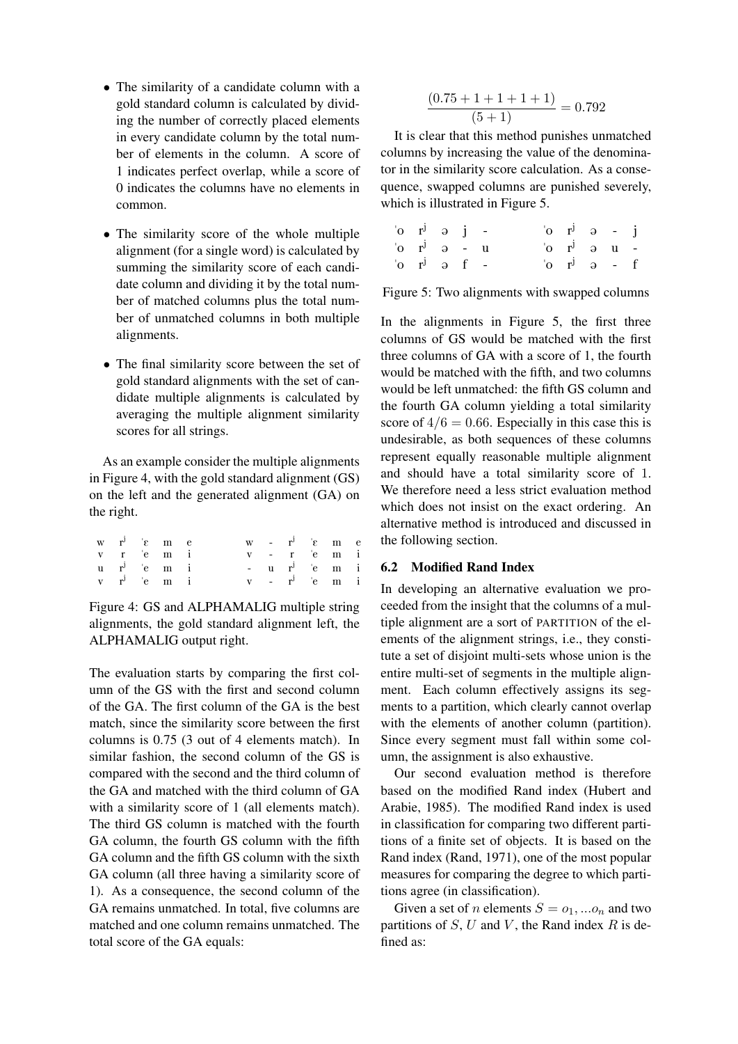- The similarity of a candidate column with a gold standard column is calculated by dividing the number of correctly placed elements in every candidate column by the total number of elements in the column. A score of 1 indicates perfect overlap, while a score of 0 indicates the columns have no elements in common.
- The similarity score of the whole multiple alignment (for a single word) is calculated by summing the similarity score of each candidate column and dividing it by the total number of matched columns plus the total number of unmatched columns in both multiple alignments.
- The final similarity score between the set of gold standard alignments with the set of candidate multiple alignments is calculated by averaging the multiple alignment similarity scores for all strings.

As an example consider the multiple alignments in Figure 4, with the gold standard alignment (GS) on the left and the generated alignment (GA) on the right.

```
w  rʲ  ˈɛ  m  e        w  -  rʲ  ˈɛ  m  e
v  r   ˈe  m  i        v  -  r   ˈe  m  i
u  rʲ  ˈe  m  i        -  u  rʲ  ˈe  m  i
v  rʲ  ˈe  m  i        v  -  rʲ  ˈe  m  i
```

Figure 4: GS and ALPHAMALIG multiple string alignments, the gold standard alignment left, the ALPHAMALIG output right.

The evaluation starts by comparing the first column of the GS with the first and second column of the GA. The first column of the GA is the best match, since the similarity score between the first columns is 0.75 (3 out of 4 elements match). In similar fashion, the second column of the GS is compared with the second and the third column of the GA and matched with the third column of GA with a similarity score of 1 (all elements match). The third GS column is matched with the fourth GA column, the fourth GS column with the fifth GA column and the fifth GS column with the sixth GA column (all three having a similarity score of 1). As a consequence, the second column of the GA remains unmatched. In total, five columns are matched and one column remains unmatched. The total score of the GA equals:

$$\frac{(0.75 + 1 + 1 + 1 + 1)}{(5 + 1)} = 0.792$$

It is clear that this method punishes unmatched columns by increasing the value of the denominator in the similarity score calculation. As a consequence, swapped columns are punished severely, which is illustrated in Figure 5.

```
ˈo  rʲ  ə  j  -        ˈo  rʲ  ə  -  j
ˈo  rʲ  ə  -  u        ˈo  rʲ  ə  u  -
ˈo  rʲ  ə  f  -        ˈo  rʲ  ə  -  f
```

Figure 5: Two alignments with swapped columns

In the alignments in Figure 5, the first three columns of GS would be matched with the first three columns of GA with a score of 1, the fourth would be matched with the fifth, and two columns would be left unmatched: the fifth GS column and the fourth GA column yielding a total similarity score of $4/6 = 0.66$. Especially in this case this is undesirable, as both sequences of these columns represent equally reasonable multiple alignment and should have a total similarity score of 1. We therefore need a less strict evaluation method which does not insist on the exact ordering. An alternative method is introduced and discussed in the following section.

### 6.2 Modified Rand Index

In developing an alternative evaluation we proceeded from the insight that the columns of a multiple alignment are a sort of PARTITION of the elements of the alignment strings, i.e., they constitute a set of disjoint multi-sets whose union is the entire multi-set of segments in the multiple alignment. Each column effectively assigns its segments to a partition, which clearly cannot overlap with the elements of another column (partition). Since every segment must fall within some column, the assignment is also exhaustive.

Our second evaluation method is therefore based on the modified Rand index (Hubert and Arabie, 1985). The modified Rand index is used in classification for comparing two different partitions of a finite set of objects. It is based on the Rand index (Rand, 1971), one of the most popular measures for comparing the degree to which partitions agree (in classification).

Given a set of $n$ elements $S = o_1, ...o_n$ and two partitions of $S$, $U$ and $V$, the Rand index $R$ is defined as: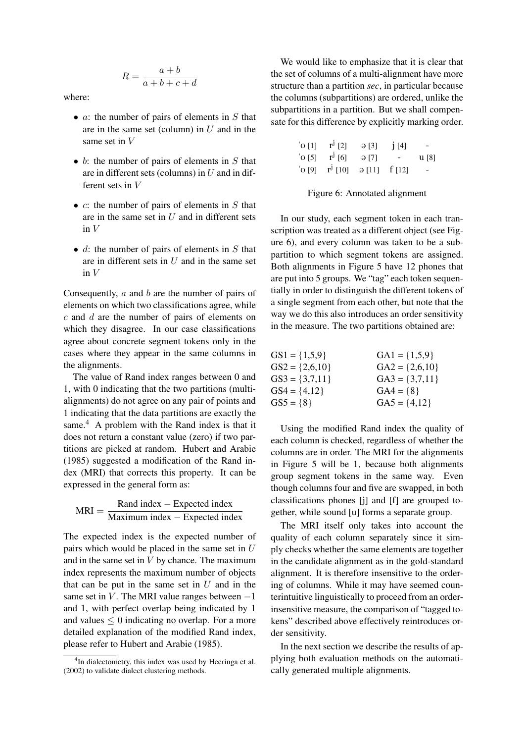$$R = \frac{a + b}{a + b + c + d}$$

where:

- $a$: the number of pairs of elements in $S$ that are in the same set (column) in $U$ and in the same set in $V$
- $b$: the number of pairs of elements in $S$ that are in different sets (columns) in $U$ and in different sets in $V$
- $c$: the number of pairs of elements in $S$ that are in the same set in $U$ and in different sets in $V$
- $d$: the number of pairs of elements in $S$ that are in different sets in $U$ and in the same set in $V$

Consequently, $a$ and $b$ are the number of pairs of elements on which two classifications agree, while $c$ and $d$ are the number of pairs of elements on which they disagree. In our case classifications agree about concrete segment tokens only in the cases where they appear in the same columns in the alignments.

The value of Rand index ranges between 0 and 1, with 0 indicating that the two partitions (multi-alignments) do not agree on any pair of points and 1 indicating that the data partitions are exactly the same.[4] A problem with the Rand index is that it does not return a constant value (zero) if two partitions are picked at random. Hubert and Arabie (1985) suggested a modification of the Rand index (MRI) that corrects this property. It can be expressed in the general form as:

$$\text{MRI} = \frac{\text{Rand index} - \text{Expected index}}{\text{Maximum index} - \text{Expected index}}$$

The expected index is the expected number of pairs which would be placed in the same set in $U$ and in the same set in $V$ by chance. The maximum index represents the maximum number of objects that can be put in the same set in $U$ and in the same set in $V$. The MRI value ranges between $-1$ and 1, with perfect overlap being indicated by 1 and values $\leq 0$ indicating no overlap. For a more detailed explanation of the modified Rand index, please refer to Hubert and Arabie (1985).

[4] In dialectometry, this index was used by Heeringa et al. (2002) to validate dialect clustering methods.

We would like to emphasize that it is clear that the set of columns of a multi-alignment have more structure than a partition *sec*, in particular because the columns (subpartitions) are ordered, unlike the subpartitions in a partition. But we shall compensate for this difference by explicitly marking order.

| | | | | |
|---|---|---|---|---|
| ˈo [1] | rʲ [2] | ə [3] | j [4] | - |
| ˈo [5] | rʲ [6] | ə [7] | - | u [8] |
| ˈo [9] | rʲ [10] | ə [11] | f [12] | - |

Figure 6: Annotated alignment

In our study, each segment token in each transcription was treated as a different object (see Figure 6), and every column was taken to be a subpartition to which segment tokens are assigned. Both alignments in Figure 5 have 12 phones that are put into 5 groups. We "tag" each token sequentially in order to distinguish the different tokens of a single segment from each other, but note that the way we do this also introduces an order sensitivity in the measure. The two partitions obtained are:

| | |
|---|---|
| GS1 = {1,5,9} | GA1 = {1,5,9} |
| GS2 = {2,6,10} | GA2 = {2,6,10} |
| GS3 = {3,7,11} | GA3 = {3,7,11} |
| GS4 = {4,12} | GA4 = {8} |
| GS5 = {8} | GA5 = {4,12} |

Using the modified Rand index the quality of each column is checked, regardless of whether the columns are in order. The MRI for the alignments in Figure 5 will be 1, because both alignments group segment tokens in the same way. Even though columns four and five are swapped, in both classifications phones [j] and [f] are grouped together, while sound [u] forms a separate group.

The MRI itself only takes into account the quality of each column separately since it simply checks whether the same elements are together in the candidate alignment as in the gold-standard alignment. It is therefore insensitive to the ordering of columns. While it may have seemed counterintuitive linguistically to proceed from an order-insensitive measure, the comparison of "tagged tokens" described above effectively reintroduces order sensitivity.

In the next section we describe the results of applying both evaluation methods on the automatically generated multiple alignments.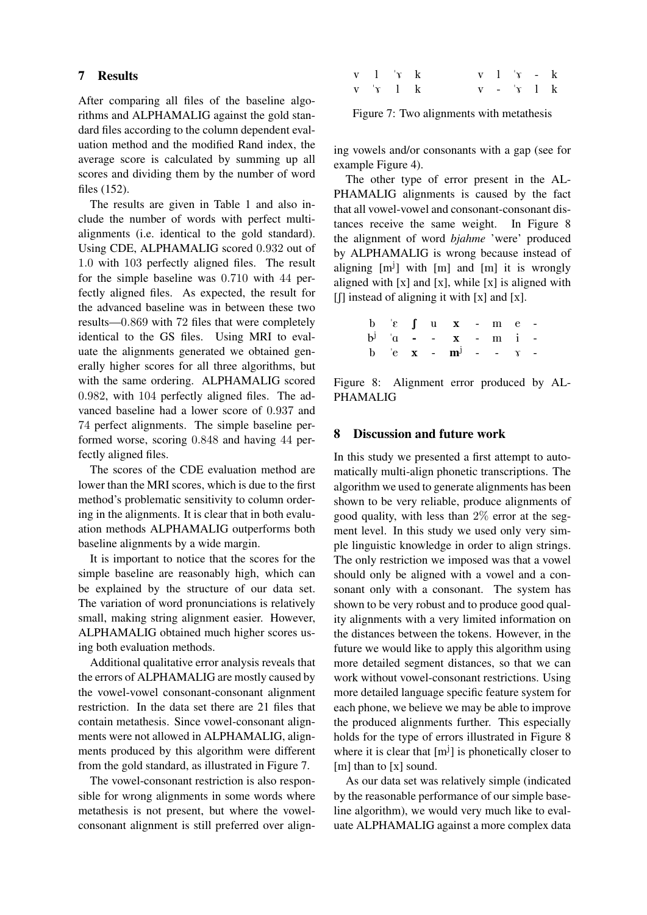## 7 Results

After comparing all files of the baseline algorithms and ALPHAMALIG against the gold standard files according to the column dependent evaluation method and the modified Rand index, the average score is calculated by summing up all scores and dividing them by the number of word files (152).

The results are given in Table 1 and also include the number of words with perfect multi-alignments (i.e. identical to the gold standard). Using CDE, ALPHAMALIG scored $0.932$ out of $1.0$ with $103$ perfectly aligned files. The result for the simple baseline was $0.710$ with $44$ perfectly aligned files. As expected, the result for the advanced baseline was in between these two results—$0.869$ with 72 files that were completely identical to the GS files. Using MRI to evaluate the alignments generated we obtained generally higher scores for all three algorithms, but with the same ordering. ALPHAMALIG scored $0.982$, with $104$ perfectly aligned files. The advanced baseline had a lower score of $0.937$ and $74$ perfect alignments. The simple baseline performed worse, scoring $0.848$ and having $44$ perfectly aligned files.

The scores of the CDE evaluation method are lower than the MRI scores, which is due to the first method's problematic sensitivity to column ordering in the alignments. It is clear that in both evaluation methods ALPHAMALIG outperforms both baseline alignments by a wide margin.

It is important to notice that the scores for the simple baseline are reasonably high, which can be explained by the structure of our data set. The variation of word pronunciations is relatively small, making string alignment easier. However, ALPHAMALIG obtained much higher scores using both evaluation methods.

Additional qualitative error analysis reveals that the errors of ALPHAMALIG are mostly caused by the vowel-vowel consonant-consonant alignment restriction. In the data set there are 21 files that contain metathesis. Since vowel-consonant alignments were not allowed in ALPHAMALIG, alignments produced by this algorithm were different from the gold standard, as illustrated in Figure 7.

The vowel-consonant restriction is also responsible for wrong alignments in some words where metathesis is not present, but where the vowel-consonant alignment is still preferred over aligning vowels and/or consonants with a gap (see for example Figure 4).

```
v  l  ˈɤ  k          v  l  ˈɤ  -  k
v  ˈɤ  l  k          v  -  ˈɤ  l  k
```

Figure 7: Two alignments with metathesis

The other type of error present in the ALPHAMALIG alignments is caused by the fact that all vowel-vowel and consonant-consonant distances receive the same weight. In Figure 8 the alignment of word *bjahme* 'were' produced by ALPHAMALIG is wrong because instead of aligning [mʲ] with [m] and [m] it is wrongly aligned with [x] and [x], while [x] is aligned with [ʃ] instead of aligning it with [x] and [x].

```
b   ˈɛ  ʃ  u  x   -  m  e  -
bʲ  ˈɑ  -  -  x   -  m  i  -
b   ˈe  x  -  mʲ  -  -  ɤ  -
```

Figure 8: Alignment error produced by ALPHAMALIG

## 8 Discussion and future work

In this study we presented a first attempt to automatically multi-align phonetic transcriptions. The algorithm we used to generate alignments has been shown to be very reliable, produce alignments of good quality, with less than $2\%$ error at the segment level. In this study we used only very simple linguistic knowledge in order to align strings. The only restriction we imposed was that a vowel should only be aligned with a vowel and a consonant only with a consonant. The system has shown to be very robust and to produce good quality alignments with a very limited information on the distances between the tokens. However, in the future we would like to apply this algorithm using more detailed segment distances, so that we can work without vowel-consonant restrictions. Using more detailed language specific feature system for each phone, we believe we may be able to improve the produced alignments further. This especially holds for the type of errors illustrated in Figure 8 where it is clear that [mʲ] is phonetically closer to [m] than to [x] sound.

As our data set was relatively simple (indicated by the reasonable performance of our simple baseline algorithm), we would very much like to evaluate ALPHAMALIG against a more complex data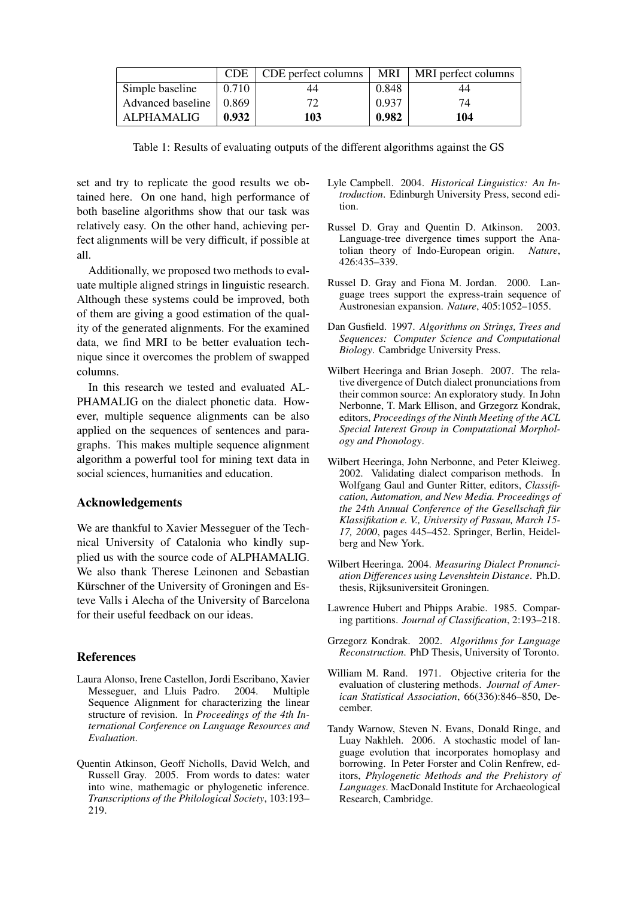| | CDE | CDE perfect columns | MRI | MRI perfect columns |
|---|---|---|---|---|
| Simple baseline | 0.710 | 44 | 0.848 | 44 |
| Advanced baseline | 0.869 | 72 | 0.937 | 74 |
| ALPHAMALIG | **0.932** | **103** | **0.982** | **104** |

Table 1: Results of evaluating outputs of the different algorithms against the GS

set and try to replicate the good results we obtained here. On one hand, high performance of both baseline algorithms show that our task was relatively easy. On the other hand, achieving perfect alignments will be very difficult, if possible at all.

Additionally, we proposed two methods to evaluate multiple aligned strings in linguistic research. Although these systems could be improved, both of them are giving a good estimation of the quality of the generated alignments. For the examined data, we find MRI to be better evaluation technique since it overcomes the problem of swapped columns.

In this research we tested and evaluated ALPHAMALIG on the dialect phonetic data. However, multiple sequence alignments can be also applied on the sequences of sentences and paragraphs. This makes multiple sequence alignment algorithm a powerful tool for mining text data in social sciences, humanities and education.

## Acknowledgements

We are thankful to Xavier Messeguer of the Technical University of Catalonia who kindly supplied us with the source code of ALPHAMALIG. We also thank Therese Leinonen and Sebastian Kürschner of the University of Groningen and Esteve Valls i Alecha of the University of Barcelona for their useful feedback on our ideas.

## References

Laura Alonso, Irene Castellon, Jordi Escribano, Xavier Messeguer, and Lluis Padro. 2004. Multiple Sequence Alignment for characterizing the linear structure of revision. In *Proceedings of the 4th International Conference on Language Resources and Evaluation*.

Quentin Atkinson, Geoff Nicholls, David Welch, and Russell Gray. 2005. From words to dates: water into wine, mathemagic or phylogenetic inference. *Transcriptions of the Philological Society*, 103:193–219.

Lyle Campbell. 2004. *Historical Linguistics: An Introduction*. Edinburgh University Press, second edition.

Russel D. Gray and Quentin D. Atkinson. 2003. Language-tree divergence times support the Anatolian theory of Indo-European origin. *Nature*, 426:435–339.

Russel D. Gray and Fiona M. Jordan. 2000. Language trees support the express-train sequence of Austronesian expansion. *Nature*, 405:1052–1055.

Dan Gusfield. 1997. *Algorithms on Strings, Trees and Sequences: Computer Science and Computational Biology*. Cambridge University Press.

Wilbert Heeringa and Brian Joseph. 2007. The relative divergence of Dutch dialect pronunciations from their common source: An exploratory study. In John Nerbonne, T. Mark Ellison, and Grzegorz Kondrak, editors, *Proceedings of the Ninth Meeting of the ACL Special Interest Group in Computational Morphology and Phonology*.

Wilbert Heeringa, John Nerbonne, and Peter Kleiweg. 2002. Validating dialect comparison methods. In Wolfgang Gaul and Gunter Ritter, editors, *Classification, Automation, and New Media. Proceedings of the 24th Annual Conference of the Gesellschaft für Klassifikation e. V., University of Passau, March 15-17, 2000*, pages 445–452. Springer, Berlin, Heidelberg and New York.

Wilbert Heeringa. 2004. *Measuring Dialect Pronunciation Differences using Levenshtein Distance*. Ph.D. thesis, Rijksuniversiteit Groningen.

Lawrence Hubert and Phipps Arabie. 1985. Comparing partitions. *Journal of Classification*, 2:193–218.

Grzegorz Kondrak. 2002. *Algorithms for Language Reconstruction*. PhD Thesis, University of Toronto.

William M. Rand. 1971. Objective criteria for the evaluation of clustering methods. *Journal of American Statistical Association*, 66(336):846–850, December.

Tandy Warnow, Steven N. Evans, Donald Ringe, and Luay Nakhleh. 2006. A stochastic model of language evolution that incorporates homoplasy and borrowing. In Peter Forster and Colin Renfrew, editors, *Phylogenetic Methods and the Prehistory of Languages*. MacDonald Institute for Archaeological Research, Cambridge.